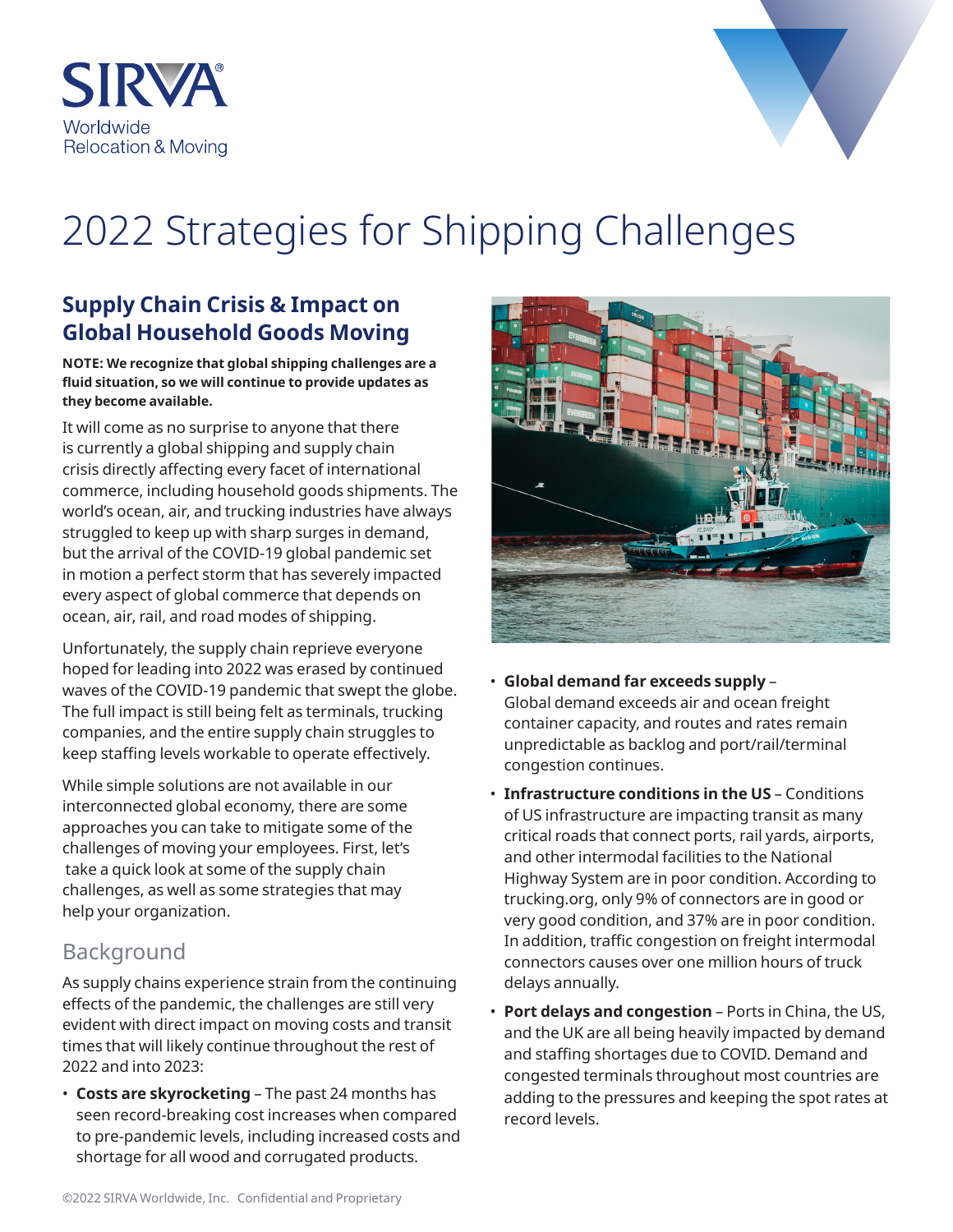SIRVA®
Worldwide
Relocation & Moving

# 2022 Strategies for Shipping Challenges

## Supply Chain Crisis & Impact on Global Household Goods Moving

**NOTE: We recognize that global shipping challenges are a fluid situation, so we will continue to provide updates as they become available.**

It will come as no surprise to anyone that there is currently a global shipping and supply chain crisis directly affecting every facet of international commerce, including household goods shipments. The world's ocean, air, and trucking industries have always struggled to keep up with sharp surges in demand, but the arrival of the COVID-19 global pandemic set in motion a perfect storm that has severely impacted every aspect of global commerce that depends on ocean, air, rail, and road modes of shipping.

Unfortunately, the supply chain reprieve everyone hoped for leading into 2022 was erased by continued waves of the COVID-19 pandemic that swept the globe. The full impact is still being felt as terminals, trucking companies, and the entire supply chain struggles to keep staffing levels workable to operate effectively.

While simple solutions are not available in our interconnected global economy, there are some approaches you can take to mitigate some of the challenges of moving your employees. First, let's take a quick look at some of the supply chain challenges, as well as some strategies that may help your organization.

### Background

As supply chains experience strain from the continuing effects of the pandemic, the challenges are still very evident with direct impact on moving costs and transit times that will likely continue throughout the rest of 2022 and into 2023:

- **Costs are skyrocketing** – The past 24 months has seen record-breaking cost increases when compared to pre-pandemic levels, including increased costs and shortage for all wood and corrugated products.
- **Global demand far exceeds supply** – Global demand exceeds air and ocean freight container capacity, and routes and rates remain unpredictable as backlog and port/rail/terminal congestion continues.
- **Infrastructure conditions in the US** – Conditions of US infrastructure are impacting transit as many critical roads that connect ports, rail yards, airports, and other intermodal facilities to the National Highway System are in poor condition. According to trucking.org, only 9% of connectors are in good or very good condition, and 37% are in poor condition. In addition, traffic congestion on freight intermodal connectors causes over one million hours of truck delays annually.
- **Port delays and congestion** – Ports in China, the US, and the UK are all being heavily impacted by demand and staffing shortages due to COVID. Demand and congested terminals throughout most countries are adding to the pressures and keeping the spot rates at record levels.

©2022 SIRVA Worldwide, Inc. Confidential and Proprietary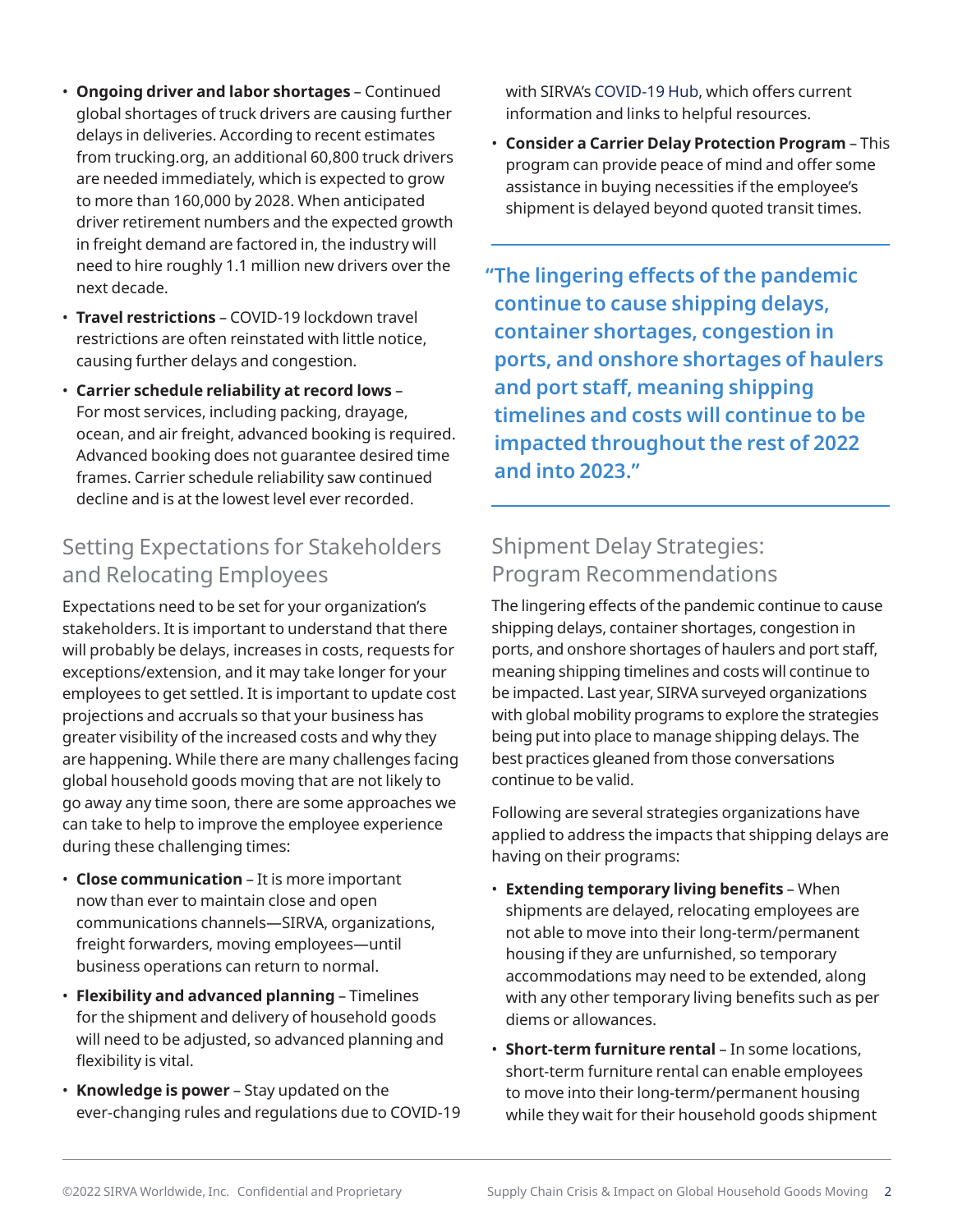- **Ongoing driver and labor shortages** – Continued global shortages of truck drivers are causing further delays in deliveries. According to recent estimates from trucking.org, an additional 60,800 truck drivers are needed immediately, which is expected to grow to more than 160,000 by 2028. When anticipated driver retirement numbers and the expected growth in freight demand are factored in, the industry will need to hire roughly 1.1 million new drivers over the next decade.
- **Travel restrictions** – COVID-19 lockdown travel restrictions are often reinstated with little notice, causing further delays and congestion.
- **Carrier schedule reliability at record lows** – For most services, including packing, drayage, ocean, and air freight, advanced booking is required. Advanced booking does not guarantee desired time frames. Carrier schedule reliability saw continued decline and is at the lowest level ever recorded.

## Setting Expectations for Stakeholders and Relocating Employees

Expectations need to be set for your organization's stakeholders. It is important to understand that there will probably be delays, increases in costs, requests for exceptions/extension, and it may take longer for your employees to get settled. It is important to update cost projections and accruals so that your business has greater visibility of the increased costs and why they are happening. While there are many challenges facing global household goods moving that are not likely to go away any time soon, there are some approaches we can take to help to improve the employee experience during these challenging times:

- **Close communication** – It is more important now than ever to maintain close and open communications channels—SIRVA, organizations, freight forwarders, moving employees—until business operations can return to normal.
- **Flexibility and advanced planning** – Timelines for the shipment and delivery of household goods will need to be adjusted, so advanced planning and flexibility is vital.
- **Knowledge is power** – Stay updated on the ever-changing rules and regulations due to COVID-19 with SIRVA's COVID-19 Hub, which offers current information and links to helpful resources.
- **Consider a Carrier Delay Protection Program** – This program can provide peace of mind and offer some assistance in buying necessities if the employee's shipment is delayed beyond quoted transit times.

> **"The lingering effects of the pandemic continue to cause shipping delays, container shortages, congestion in ports, and onshore shortages of haulers and port staff, meaning shipping timelines and costs will continue to be impacted throughout the rest of 2022 and into 2023."**

## Shipment Delay Strategies: Program Recommendations

The lingering effects of the pandemic continue to cause shipping delays, container shortages, congestion in ports, and onshore shortages of haulers and port staff, meaning shipping timelines and costs will continue to be impacted. Last year, SIRVA surveyed organizations with global mobility programs to explore the strategies being put into place to manage shipping delays. The best practices gleaned from those conversations continue to be valid.

Following are several strategies organizations have applied to address the impacts that shipping delays are having on their programs:

- **Extending temporary living benefits** – When shipments are delayed, relocating employees are not able to move into their long-term/permanent housing if they are unfurnished, so temporary accommodations may need to be extended, along with any other temporary living benefits such as per diems or allowances.
- **Short-term furniture rental** – In some locations, short-term furniture rental can enable employees to move into their long-term/permanent housing while they wait for their household goods shipment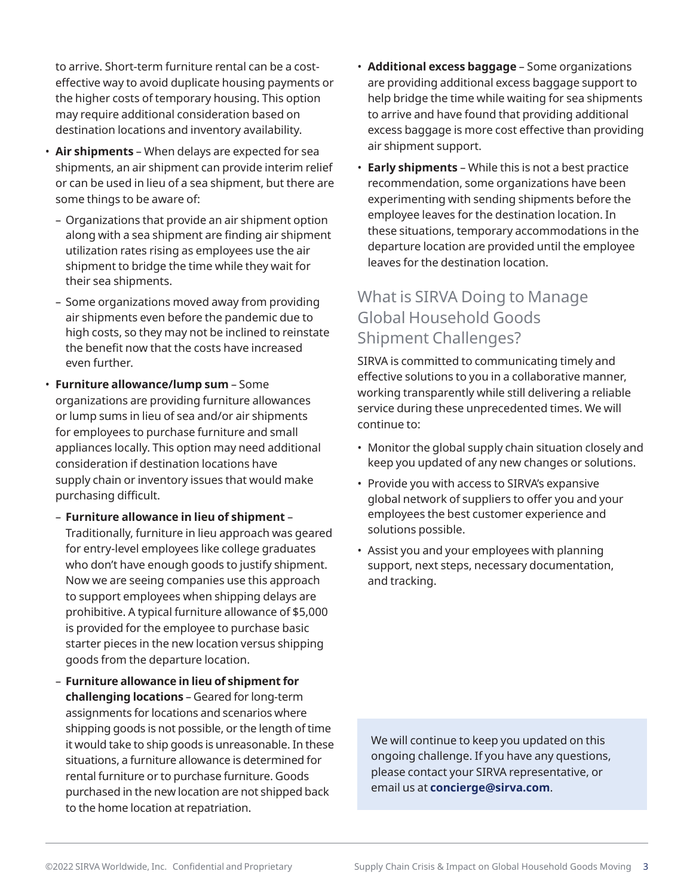to arrive. Short-term furniture rental can be a cost-effective way to avoid duplicate housing payments or the higher costs of temporary housing. This option may require additional consideration based on destination locations and inventory availability.

- **Air shipments** – When delays are expected for sea shipments, an air shipment can provide interim relief or can be used in lieu of a sea shipment, but there are some things to be aware of:
  - Organizations that provide an air shipment option along with a sea shipment are finding air shipment utilization rates rising as employees use the air shipment to bridge the time while they wait for their sea shipments.
  - Some organizations moved away from providing air shipments even before the pandemic due to high costs, so they may not be inclined to reinstate the benefit now that the costs have increased even further.
- **Furniture allowance/lump sum** – Some organizations are providing furniture allowances or lump sums in lieu of sea and/or air shipments for employees to purchase furniture and small appliances locally. This option may need additional consideration if destination locations have supply chain or inventory issues that would make purchasing difficult.
  - **Furniture allowance in lieu of shipment** – Traditionally, furniture in lieu approach was geared for entry-level employees like college graduates who don't have enough goods to justify shipment. Now we are seeing companies use this approach to support employees when shipping delays are prohibitive. A typical furniture allowance of $5,000 is provided for the employee to purchase basic starter pieces in the new location versus shipping goods from the departure location.
  - **Furniture allowance in lieu of shipment for challenging locations** – Geared for long-term assignments for locations and scenarios where shipping goods is not possible, or the length of time it would take to ship goods is unreasonable. In these situations, a furniture allowance is determined for rental furniture or to purchase furniture. Goods purchased in the new location are not shipped back to the home location at repatriation.
- **Additional excess baggage** – Some organizations are providing additional excess baggage support to help bridge the time while waiting for sea shipments to arrive and have found that providing additional excess baggage is more cost effective than providing air shipment support.
- **Early shipments** – While this is not a best practice recommendation, some organizations have been experimenting with sending shipments before the employee leaves for the destination location. In these situations, temporary accommodations in the departure location are provided until the employee leaves for the destination location.

## What is SIRVA Doing to Manage Global Household Goods Shipment Challenges?

SIRVA is committed to communicating timely and effective solutions to you in a collaborative manner, working transparently while still delivering a reliable service during these unprecedented times. We will continue to:

- Monitor the global supply chain situation closely and keep you updated of any new changes or solutions.
- Provide you with access to SIRVA's expansive global network of suppliers to offer you and your employees the best customer experience and solutions possible.
- Assist you and your employees with planning support, next steps, necessary documentation, and tracking.

We will continue to keep you updated on this ongoing challenge. If you have any questions, please contact your SIRVA representative, or email us at **concierge@sirva.com**.